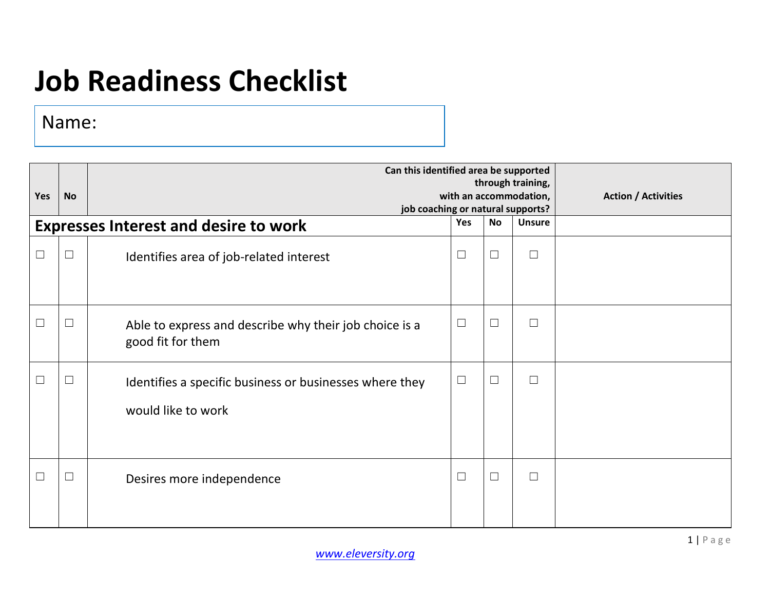# Job Readiness Checklist

Name:

| Yes | No | | Can this identified area be supported through training, with an accommodation, job coaching or natural supports? | | | Action / Activities |
|---|---|---|---|---|---|---|
| | | **Expresses Interest and desire to work** | Yes | No | Unsure | |
| ☐ | ☐ | Identifies area of job-related interest | ☐ | ☐ | ☐ | |
| ☐ | ☐ | Able to express and describe why their job choice is a good fit for them | ☐ | ☐ | ☐ | |
| ☐ | ☐ | Identifies a specific business or businesses where they would like to work | ☐ | ☐ | ☐ | |
| ☐ | ☐ | Desires more independence | ☐ | ☐ | ☐ | |

*www.eleversity.org*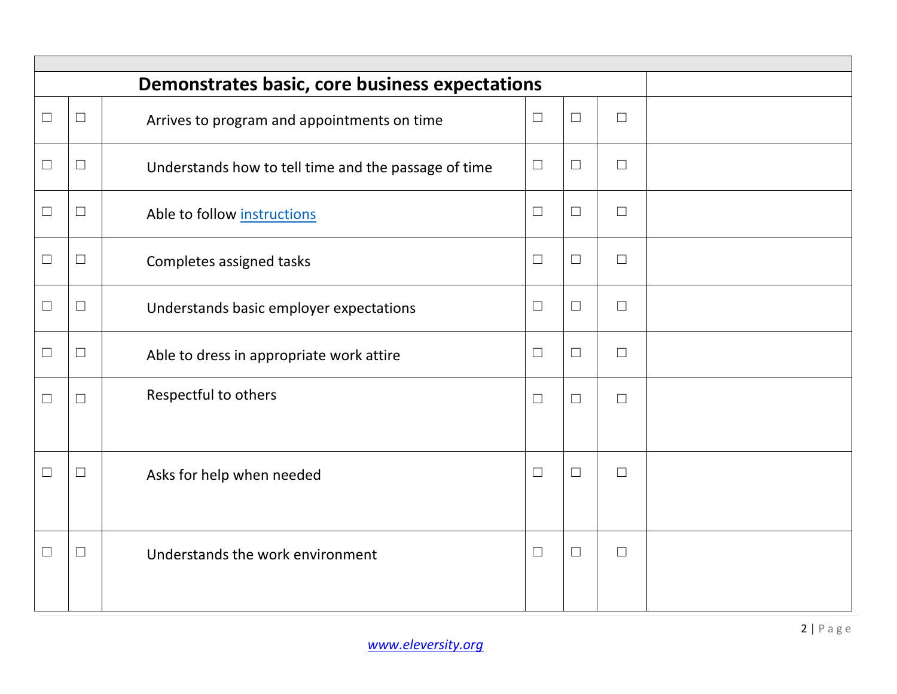| | | | | | | |
|---|---|---|---|---|---|---|
| **Demonstrates basic, core business expectations** | | | | | | |
| ☐ | ☐ | Arrives to program and appointments on time | ☐ | ☐ | ☐ | |
| ☐ | ☐ | Understands how to tell time and the passage of time | ☐ | ☐ | ☐ | |
| ☐ | ☐ | Able to follow instructions | ☐ | ☐ | ☐ | |
| ☐ | ☐ | Completes assigned tasks | ☐ | ☐ | ☐ | |
| ☐ | ☐ | Understands basic employer expectations | ☐ | ☐ | ☐ | |
| ☐ | ☐ | Able to dress in appropriate work attire | ☐ | ☐ | ☐ | |
| ☐ | ☐ | Respectful to others | ☐ | ☐ | ☐ | |
| ☐ | ☐ | Asks for help when needed | ☐ | ☐ | ☐ | |
| ☐ | ☐ | Understands the work environment | ☐ | ☐ | ☐ | |

*www.eleversity.org*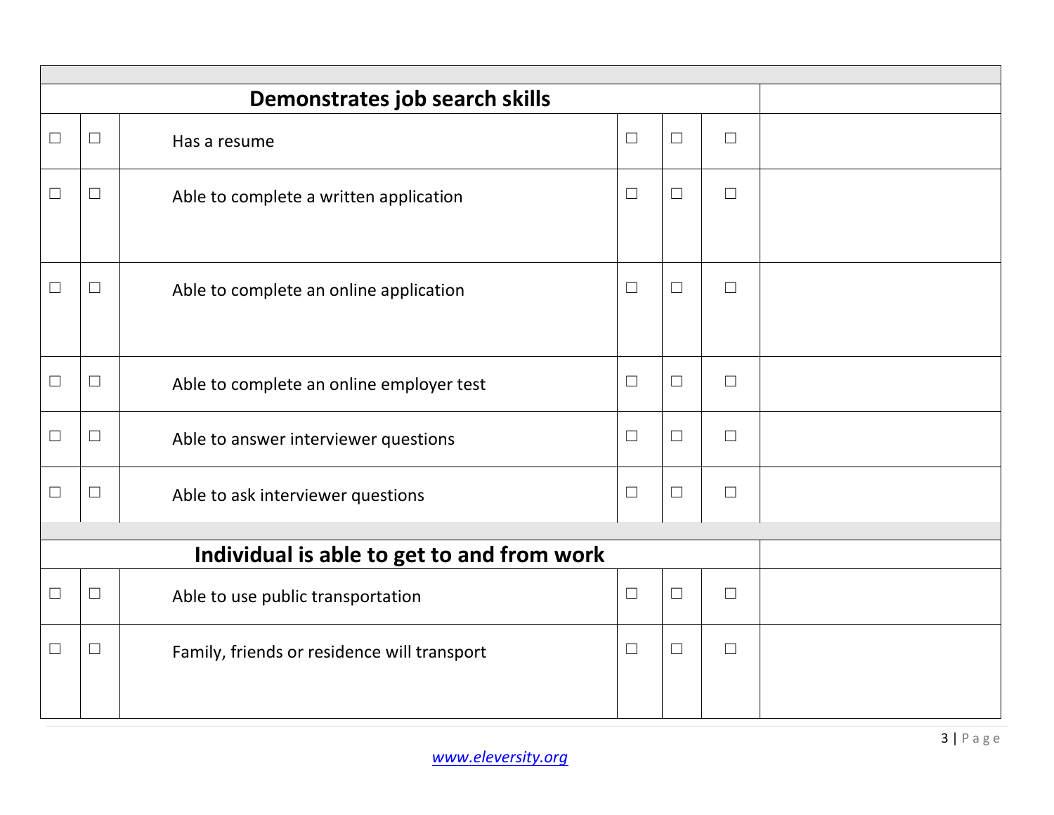| | | | | | | |
|---|---|---|---|---|---|---|
| **Demonstrates job search skills** | | | | | | |
| ☐ | ☐ | Has a resume | ☐ | ☐ | ☐ | |
| ☐ | ☐ | Able to complete a written application | ☐ | ☐ | ☐ | |
| ☐ | ☐ | Able to complete an online application | ☐ | ☐ | ☐ | |
| ☐ | ☐ | Able to complete an online employer test | ☐ | ☐ | ☐ | |
| ☐ | ☐ | Able to answer interviewer questions | ☐ | ☐ | ☐ | |
| ☐ | ☐ | Able to ask interviewer questions | ☐ | ☐ | ☐ | |
| **Individual is able to get to and from work** | | | | | | |
| ☐ | ☐ | Able to use public transportation | ☐ | ☐ | ☐ | |
| ☐ | ☐ | Family, friends or residence will transport | ☐ | ☐ | ☐ | |

*www.eleversity.org*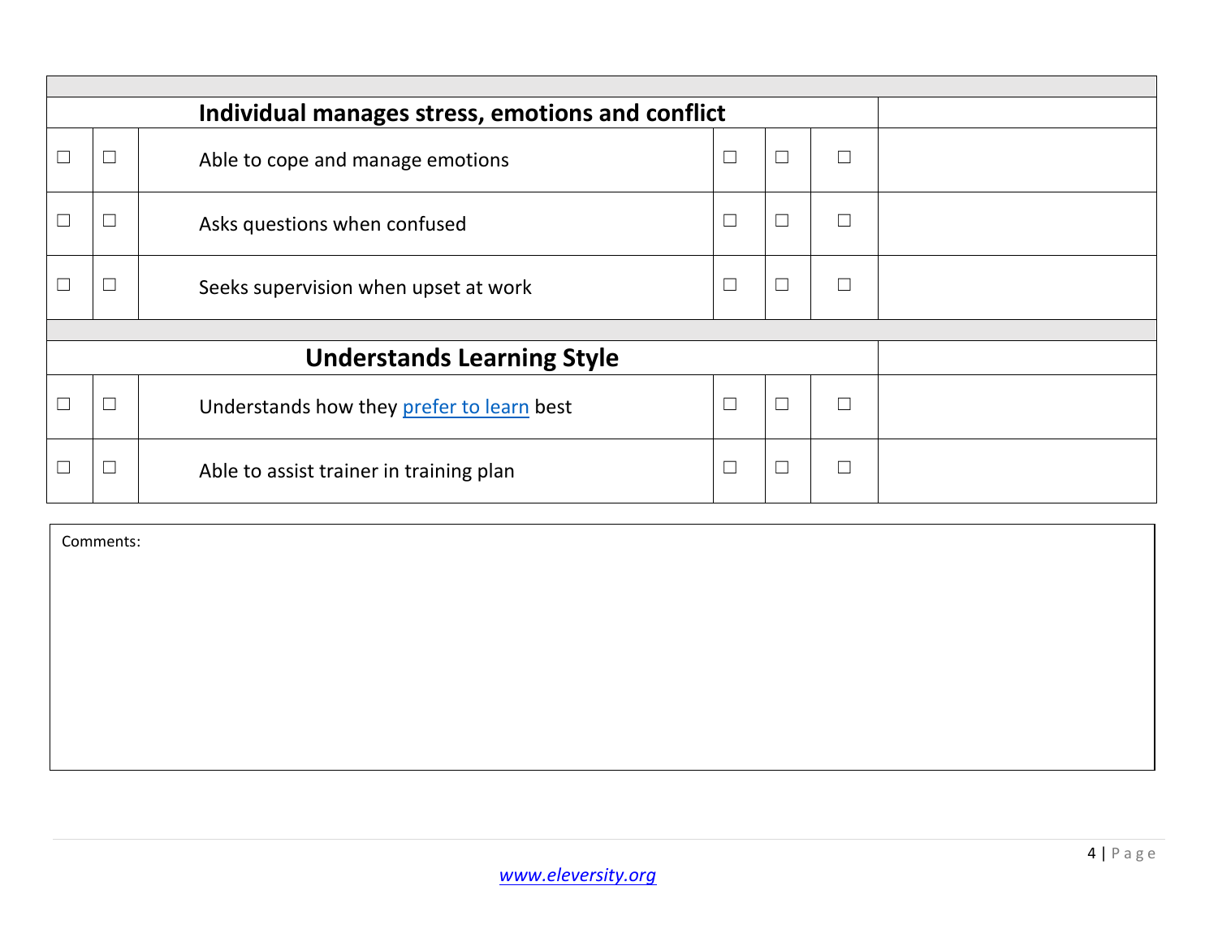| | | | | | | |
|---|---|---|---|---|---|---|
| | | **Individual manages stress, emotions and conflict** | | | | |
| ☐ | ☐ | Able to cope and manage emotions | ☐ | ☐ | ☐ | |
| ☐ | ☐ | Asks questions when confused | ☐ | ☐ | ☐ | |
| ☐ | ☐ | Seeks supervision when upset at work | ☐ | ☐ | ☐ | |
| | | **Understands Learning Style** | | | | |
| ☐ | ☐ | Understands how they prefer to learn best | ☐ | ☐ | ☐ | |
| ☐ | ☐ | Able to assist trainer in training plan | ☐ | ☐ | ☐ | |

Comments:

*www.eleversity.org*